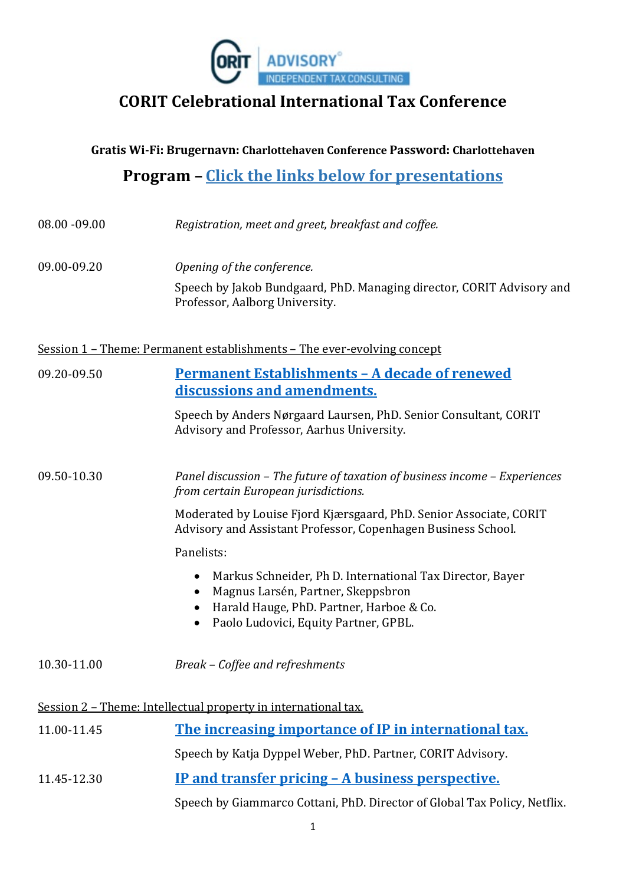# CORIT Celebrational International Tax Conference

**Gratis Wi-Fi: Brugernavn: Charlottehaven Conference Password: Charlottehaven**

## Program – Click the links below for presentations

08.00 -09.00 — *Registration, meet and greet, breakfast and coffee.*

09.00-09.20 — *Opening of the conference.*

Speech by Jakob Bundgaard, PhD. Managing director, CORIT Advisory and Professor, Aalborg University.

Session 1 – Theme: Permanent establishments – The ever-evolving concept

09.20-09.50 — **Permanent Establishments – A decade of renewed discussions and amendments.**

Speech by Anders Nørgaard Laursen, PhD. Senior Consultant, CORIT Advisory and Professor, Aarhus University.

09.50-10.30 — *Panel discussion – The future of taxation of business income – Experiences from certain European jurisdictions.*

Moderated by Louise Fjord Kjærsgaard, PhD. Senior Associate, CORIT Advisory and Assistant Professor, Copenhagen Business School.

Panelists:

- Markus Schneider, Ph D. International Tax Director, Bayer
- Magnus Larsén, Partner, Skeppsbron
- Harald Hauge, PhD. Partner, Harboe & Co.
- Paolo Ludovici, Equity Partner, GPBL.

10.30-11.00 — *Break – Coffee and refreshments*

Session 2 – Theme: Intellectual property in international tax.

11.00-11.45 — **The increasing importance of IP in international tax.**

Speech by Katja Dyppel Weber, PhD. Partner, CORIT Advisory.

11.45-12.30 — **IP and transfer pricing – A business perspective.**

Speech by Giammarco Cottani, PhD. Director of Global Tax Policy, Netflix.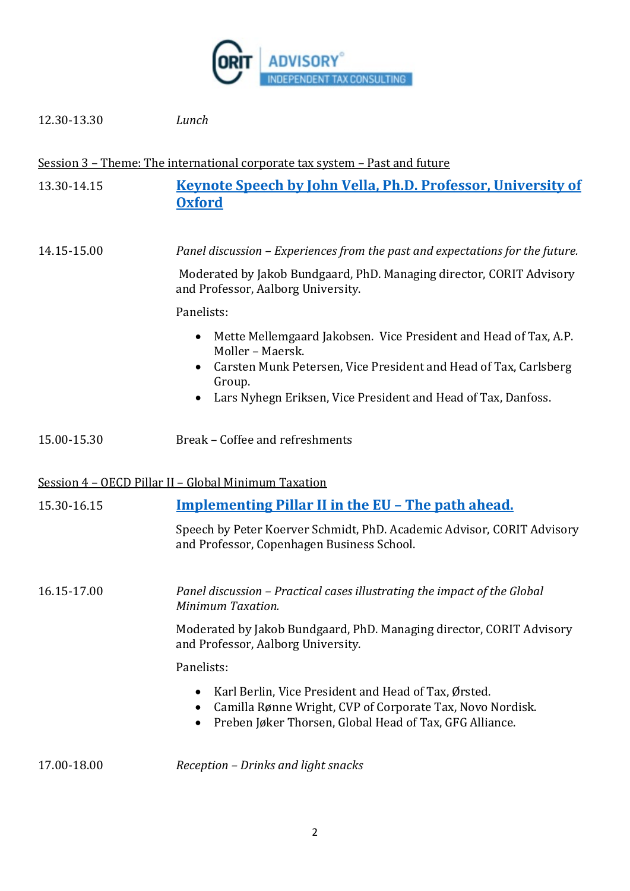| | |
|---|---|
| 12.30-13.30 | *Lunch* |

Session 3 – Theme: The international corporate tax system – Past and future

13.30-14.15 **Keynote Speech by John Vella, Ph.D. Professor, University of Oxford**

14.15-15.00 *Panel discussion – Experiences from the past and expectations for the future.*

Moderated by Jakob Bundgaard, PhD. Managing director, CORIT Advisory and Professor, Aalborg University.

Panelists:

- Mette Mellemgaard Jakobsen. Vice President and Head of Tax, A.P. Moller – Maersk.
- Carsten Munk Petersen, Vice President and Head of Tax, Carlsberg Group.
- Lars Nyhegn Eriksen, Vice President and Head of Tax, Danfoss.

15.00-15.30 Break – Coffee and refreshments

Session 4 – OECD Pillar II – Global Minimum Taxation

15.30-16.15 **Implementing Pillar II in the EU – The path ahead.**

Speech by Peter Koerver Schmidt, PhD. Academic Advisor, CORIT Advisory and Professor, Copenhagen Business School.

16.15-17.00 *Panel discussion – Practical cases illustrating the impact of the Global Minimum Taxation.*

Moderated by Jakob Bundgaard, PhD. Managing director, CORIT Advisory and Professor, Aalborg University.

Panelists:

- Karl Berlin, Vice President and Head of Tax, Ørsted.
- Camilla Rønne Wright, CVP of Corporate Tax, Novo Nordisk.
- Preben Jøker Thorsen, Global Head of Tax, GFG Alliance.

17.00-18.00 *Reception – Drinks and light snacks*